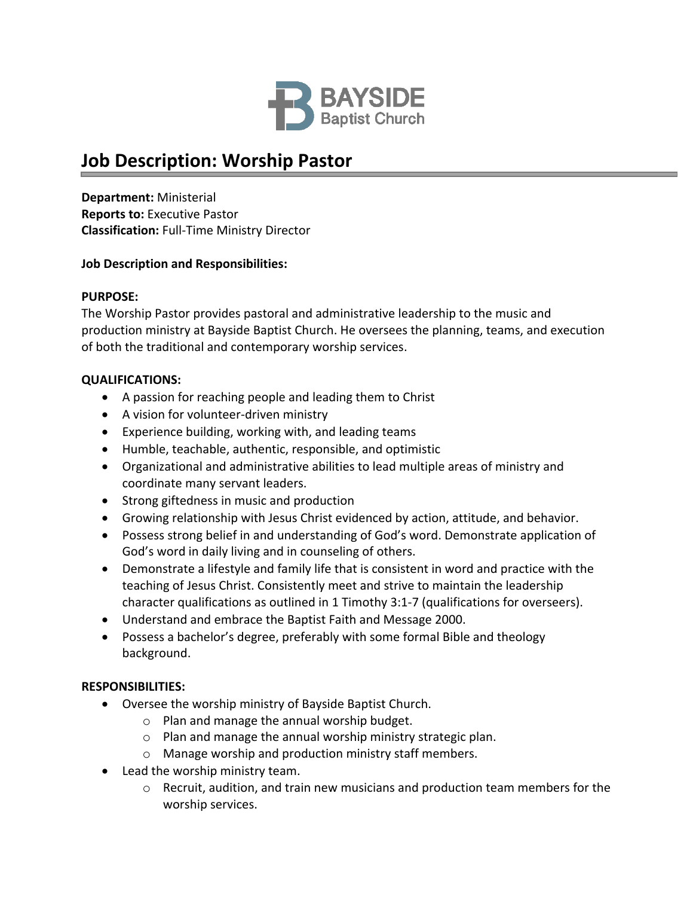BAYSIDE
Baptist Church

# Job Description: Worship Pastor

**Department:** Ministerial
**Reports to:** Executive Pastor
**Classification:** Full-Time Ministry Director

**Job Description and Responsibilities:**

**PURPOSE:**
The Worship Pastor provides pastoral and administrative leadership to the music and production ministry at Bayside Baptist Church. He oversees the planning, teams, and execution of both the traditional and contemporary worship services.

**QUALIFICATIONS:**

- A passion for reaching people and leading them to Christ
- A vision for volunteer-driven ministry
- Experience building, working with, and leading teams
- Humble, teachable, authentic, responsible, and optimistic
- Organizational and administrative abilities to lead multiple areas of ministry and coordinate many servant leaders.
- Strong giftedness in music and production
- Growing relationship with Jesus Christ evidenced by action, attitude, and behavior.
- Possess strong belief in and understanding of God's word. Demonstrate application of God's word in daily living and in counseling of others.
- Demonstrate a lifestyle and family life that is consistent in word and practice with the teaching of Jesus Christ. Consistently meet and strive to maintain the leadership character qualifications as outlined in 1 Timothy 3:1-7 (qualifications for overseers).
- Understand and embrace the Baptist Faith and Message 2000.
- Possess a bachelor's degree, preferably with some formal Bible and theology background.

**RESPONSIBILITIES:**

- Oversee the worship ministry of Bayside Baptist Church.
  - Plan and manage the annual worship budget.
  - Plan and manage the annual worship ministry strategic plan.
  - Manage worship and production ministry staff members.
- Lead the worship ministry team.
  - Recruit, audition, and train new musicians and production team members for the worship services.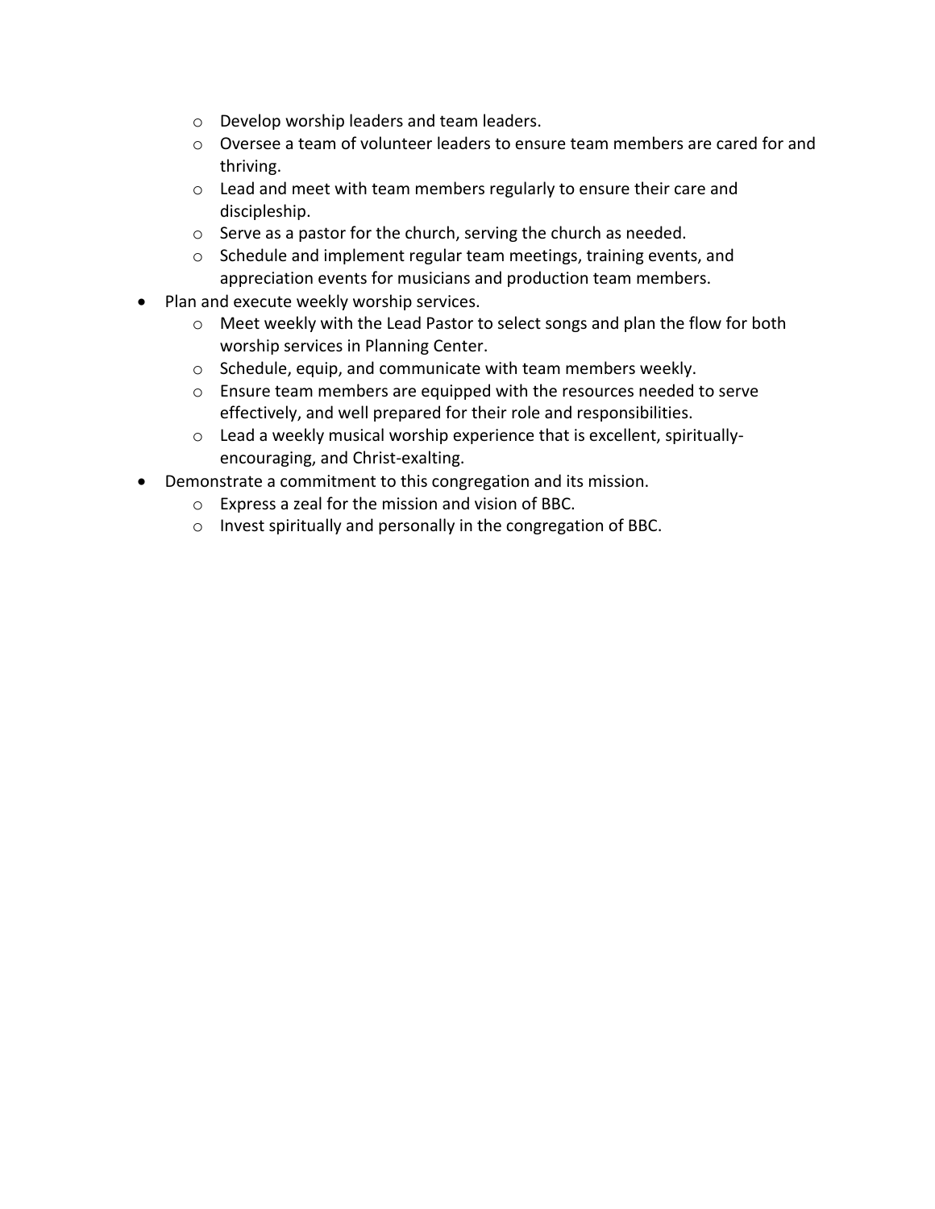- Develop worship leaders and team leaders.
  - Oversee a team of volunteer leaders to ensure team members are cared for and thriving.
  - Lead and meet with team members regularly to ensure their care and discipleship.
  - Serve as a pastor for the church, serving the church as needed.
  - Schedule and implement regular team meetings, training events, and appreciation events for musicians and production team members.
- Plan and execute weekly worship services.
  - Meet weekly with the Lead Pastor to select songs and plan the flow for both worship services in Planning Center.
  - Schedule, equip, and communicate with team members weekly.
  - Ensure team members are equipped with the resources needed to serve effectively, and well prepared for their role and responsibilities.
  - Lead a weekly musical worship experience that is excellent, spiritually-encouraging, and Christ-exalting.
- Demonstrate a commitment to this congregation and its mission.
  - Express a zeal for the mission and vision of BBC.
  - Invest spiritually and personally in the congregation of BBC.